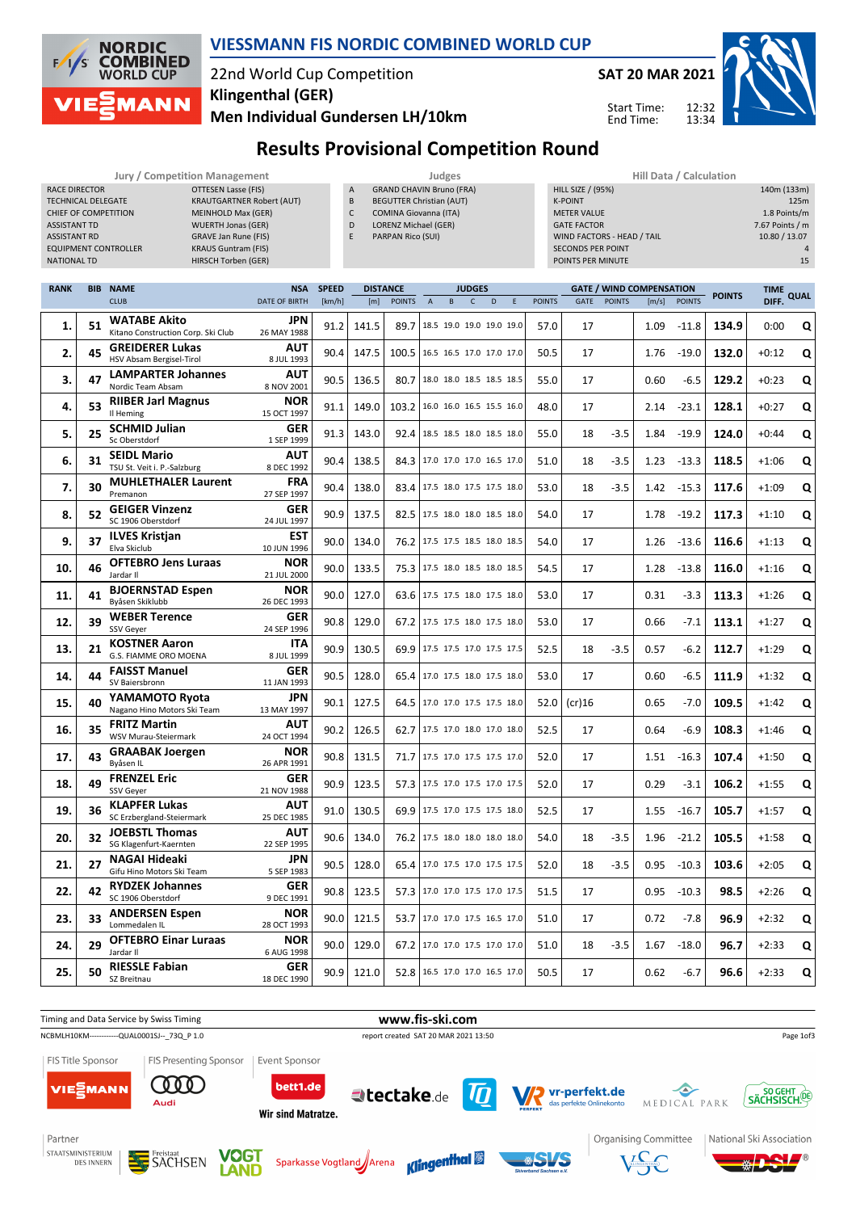# VIESSMANN FIS NORDIC COMBINED WORLD CUP

22nd World Cup Competition
Klingenthal (GER)
Men Individual Gundersen LH/10km

SAT 20 MAR 2021
Start Time: 12:32
End Time: 13:34

## Results Provisional Competition Round

| Jury / Competition Management | |
|---|---|
| RACE DIRECTOR | OTTESEN Lasse (FIS) |
| TECHNICAL DELEGATE | KRAUTGARTNER Robert (AUT) |
| CHIEF OF COMPETITION | MEINHOLD Max (GER) |
| ASSISTANT TD | WUERTH Jonas (GER) |
| ASSISTANT RD | GRAVE Jan Rune (FIS) |
| EQUIPMENT CONTROLLER | KRAUS Guntram (FIS) |
| NATIONAL TD | HIRSCH Torben (GER) |

| Judges | |
|---|---|
| A | GRAND CHAVIN Bruno (FRA) |
| B | BEGUTTER Christian (AUT) |
| C | COMINA Giovanna (ITA) |
| D | LORENZ Michael (GER) |
| E | PARPAN Rico (SUI) |

| Hill Data / Calculation | |
|---|---|
| HILL SIZE / (95%) | 140m (133m) |
| K-POINT | 125m |
| METER VALUE | 1.8 Points/m |
| GATE FACTOR | 7.67 Points / m |
| WIND FACTORS - HEAD / TAIL | 10.80 / 13.07 |
| SECONDS PER POINT | 4 |
| POINTS PER MINUTE | 15 |

| RANK | BIB | NAME / CLUB | NSA / DATE OF BIRTH | SPEED [km/h] | DISTANCE [m] | DISTANCE POINTS | A | B | C | D | E | JUDGES POINTS | GATE | GATE POINTS | WIND [m/s] | WIND POINTS | POINTS | TIME DIFF. | QUAL |
|---|---|---|---|---|---|---|---|---|---|---|---|---|---|---|---|---|---|---|---|
| 1. | 51 | WATABE Akito / Kitano Construction Corp. Ski Club | JPN / 26 MAY 1988 | 91.2 | 141.5 | 89.7 | 18.5 | 19.0 | 19.0 | 19.0 | 19.0 | 57.0 | 17 | | 1.09 | -11.8 | 134.9 | 0:00 | Q |
| 2. | 45 | GREIDERER Lukas / HSV Absam Bergisel-Tirol | AUT / 8 JUL 1993 | 90.4 | 147.5 | 100.5 | 16.5 | 16.5 | 17.0 | 17.0 | 17.0 | 50.5 | 17 | | 1.76 | -19.0 | 132.0 | +0:12 | Q |
| 3. | 47 | LAMPARTER Johannes / Nordic Team Absam | AUT / 8 NOV 2001 | 90.5 | 136.5 | 80.7 | 18.0 | 18.0 | 18.5 | 18.5 | 18.5 | 55.0 | 17 | | 0.60 | -6.5 | 129.2 | +0:23 | Q |
| 4. | 53 | RIIBER Jarl Magnus / Il Heming | NOR / 15 OCT 1997 | 91.1 | 149.0 | 103.2 | 16.0 | 16.0 | 16.5 | 15.5 | 16.0 | 48.0 | 17 | | 2.14 | -23.1 | 128.1 | +0:27 | Q |
| 5. | 25 | SCHMID Julian / Sc Oberstdorf | GER / 1 SEP 1999 | 91.3 | 143.0 | 92.4 | 18.5 | 18.5 | 18.0 | 18.5 | 18.0 | 55.0 | 18 | -3.5 | 1.84 | -19.9 | 124.0 | +0:44 | Q |
| 6. | 31 | SEIDL Mario / TSU St. Veit i. P.-Salzburg | AUT / 8 DEC 1992 | 90.4 | 138.5 | 84.3 | 17.0 | 17.0 | 17.0 | 16.5 | 17.0 | 51.0 | 18 | -3.5 | 1.23 | -13.3 | 118.5 | +1:06 | Q |
| 7. | 30 | MUHLETHALER Laurent / Premanon | FRA / 27 SEP 1997 | 90.4 | 138.0 | 83.4 | 17.5 | 18.0 | 17.5 | 17.5 | 18.0 | 53.0 | 18 | -3.5 | 1.42 | -15.3 | 117.6 | +1:09 | Q |
| 8. | 52 | GEIGER Vinzenz / SC 1906 Oberstdorf | GER / 24 JUL 1997 | 90.9 | 137.5 | 82.5 | 17.5 | 18.0 | 18.0 | 18.5 | 18.0 | 54.0 | 17 | | 1.78 | -19.2 | 117.3 | +1:10 | Q |
| 9. | 37 | ILVES Kristjan / Elva Skiclub | EST / 10 JUN 1996 | 90.0 | 134.0 | 76.2 | 17.5 | 17.5 | 18.5 | 18.0 | 18.5 | 54.0 | 17 | | 1.26 | -13.6 | 116.6 | +1:13 | Q |
| 10. | 46 | OFTEBRO Jens Luraas / Jardar II | NOR / 21 JUL 2000 | 90.0 | 133.5 | 75.3 | 17.5 | 18.0 | 18.5 | 18.0 | 18.5 | 54.5 | 17 | | 1.28 | -13.8 | 116.0 | +1:16 | Q |
| 11. | 41 | BJOERNSTAD Espen / Byåsen Skiklubb | NOR / 26 DEC 1993 | 90.0 | 127.0 | 63.6 | 17.5 | 17.5 | 18.0 | 17.5 | 18.0 | 53.0 | 17 | | 0.31 | -3.3 | 113.3 | +1:26 | Q |
| 12. | 39 | WEBER Terence / SSV Geyer | GER / 24 SEP 1996 | 90.8 | 129.0 | 67.2 | 17.5 | 17.5 | 18.0 | 17.5 | 18.0 | 53.0 | 17 | | 0.66 | -7.1 | 113.1 | +1:27 | Q |
| 13. | 21 | KOSTNER Aaron / G.S. FIAMME ORO MOENA | ITA / 8 JUL 1999 | 90.9 | 130.5 | 69.9 | 17.5 | 17.5 | 17.0 | 17.5 | 17.5 | 52.5 | 18 | -3.5 | 0.57 | -6.2 | 112.7 | +1:29 | Q |
| 14. | 44 | FAISST Manuel / SV Baiersbronn | GER / 11 JAN 1993 | 90.5 | 128.0 | 65.4 | 17.0 | 17.5 | 18.0 | 17.5 | 18.0 | 53.0 | 17 | | 0.60 | -6.5 | 111.9 | +1:32 | Q |
| 15. | 40 | YAMAMOTO Ryota / Nagano Hino Motors Ski Team | JPN / 13 MAY 1997 | 90.1 | 127.5 | 64.5 | 17.0 | 17.0 | 17.5 | 17.5 | 18.0 | 52.0 | (cr)16 | | 0.65 | -7.0 | 109.5 | +1:42 | Q |
| 16. | 35 | FRITZ Martin / WSV Murau-Steiermark | AUT / 24 OCT 1994 | 90.2 | 126.5 | 62.7 | 17.5 | 17.0 | 18.0 | 17.0 | 18.0 | 52.5 | 17 | | 0.64 | -6.9 | 108.3 | +1:46 | Q |
| 17. | 43 | GRAABAK Joergen / Byåsen IL | NOR / 26 APR 1991 | 90.8 | 131.5 | 71.7 | 17.5 | 17.0 | 17.5 | 17.5 | 17.0 | 52.0 | 17 | | 1.51 | -16.3 | 107.4 | +1:50 | Q |
| 18. | 49 | FRENZEL Eric / SSV Geyer | GER / 21 NOV 1988 | 90.9 | 123.5 | 57.3 | 17.5 | 17.0 | 17.5 | 17.0 | 17.5 | 52.0 | 17 | | 0.29 | -3.1 | 106.2 | +1:55 | Q |
| 19. | 36 | KLAPFER Lukas / SC Erzbergland-Steiermark | AUT / 25 DEC 1985 | 91.0 | 130.5 | 69.9 | 17.5 | 17.0 | 17.5 | 17.5 | 18.0 | 52.5 | 17 | | 1.55 | -16.7 | 105.7 | +1:57 | Q |
| 20. | 32 | JOEBSTL Thomas / SG Klagenfurt-Kaernten | AUT / 22 SEP 1995 | 90.6 | 134.0 | 76.2 | 17.5 | 18.0 | 18.0 | 18.0 | 18.0 | 54.0 | 18 | -3.5 | 1.96 | -21.2 | 105.5 | +1:58 | Q |
| 21. | 27 | NAGAI Hideaki / Gifu Hino Motors Ski Team | JPN / 5 SEP 1983 | 90.5 | 128.0 | 65.4 | 17.0 | 17.5 | 17.0 | 17.5 | 17.5 | 52.0 | 18 | -3.5 | 0.95 | -10.3 | 103.6 | +2:05 | Q |
| 22. | 42 | RYDZEK Johannes / SC 1906 Oberstdorf | GER / 9 DEC 1991 | 90.8 | 123.5 | 57.3 | 17.0 | 17.0 | 17.5 | 17.0 | 17.5 | 51.5 | 17 | | 0.95 | -10.3 | 98.5 | +2:26 | Q |
| 23. | 33 | ANDERSEN Espen / Lommedalen IL | NOR / 28 OCT 1993 | 90.0 | 121.5 | 53.7 | 17.0 | 17.0 | 17.5 | 16.5 | 17.0 | 51.0 | 17 | | 0.72 | -7.8 | 96.9 | +2:32 | Q |
| 24. | 29 | OFTEBRO Einar Luraas / Jardar II | NOR / 6 AUG 1998 | 90.0 | 129.0 | 67.2 | 17.0 | 17.0 | 17.5 | 17.0 | 17.0 | 51.0 | 18 | -3.5 | 1.67 | -18.0 | 96.7 | +2:33 | Q |
| 25. | 50 | RIESSLE Fabian / SZ Breitnau | GER / 18 DEC 1990 | 90.9 | 121.0 | 52.8 | 16.5 | 17.0 | 17.0 | 16.5 | 17.0 | 50.5 | 17 | | 0.62 | -6.7 | 96.6 | +2:33 | Q |

Timing and Data Service by Swiss Timing

www.fis-ski.com

NCBMLH10KM------------QUAL0001SJ--_73Q_P 1.0

report created SAT 20 MAR 2021 13:50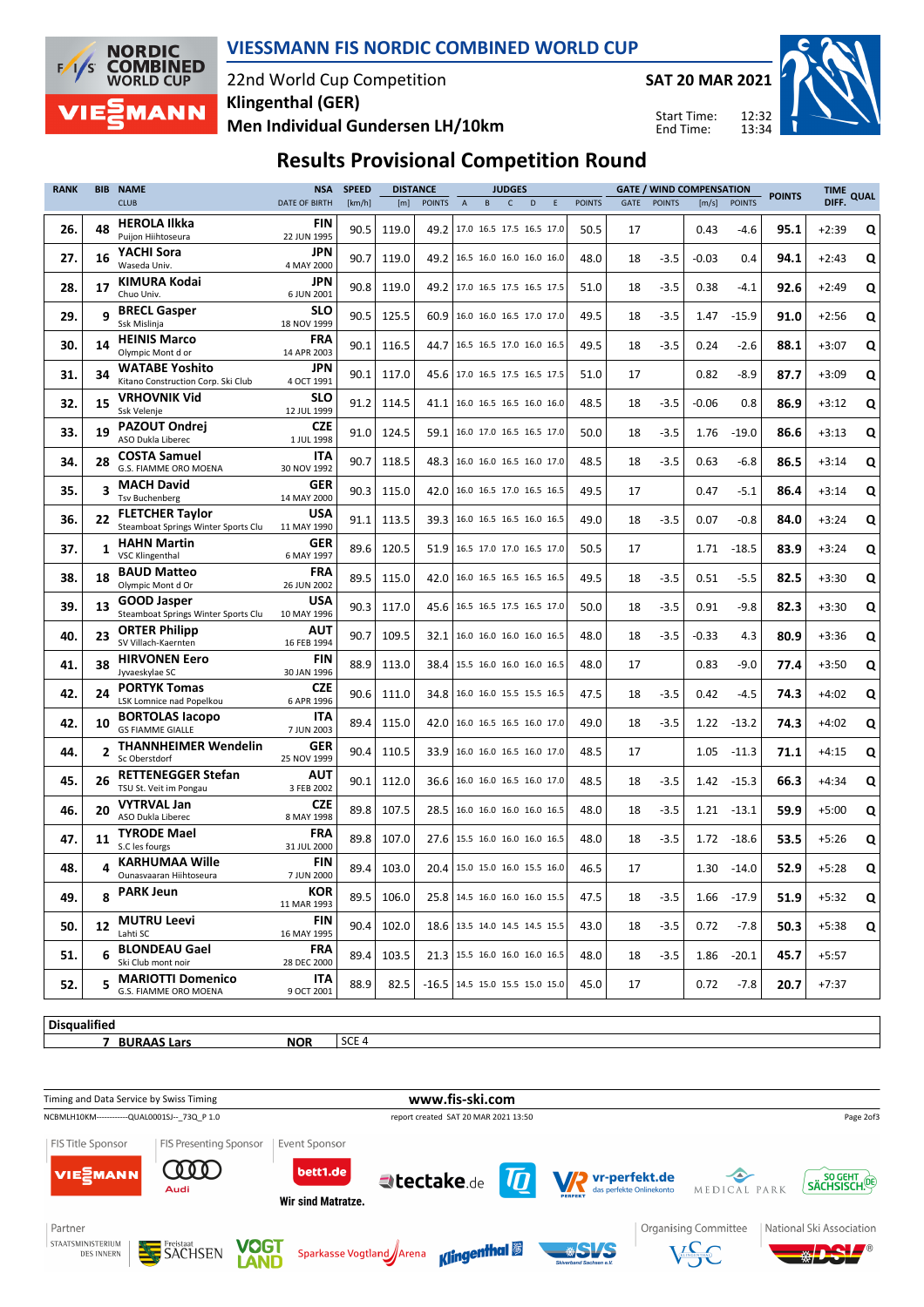# VIESSMANN FIS NORDIC COMBINED WORLD CUP

22nd World Cup Competition
**Klingenthal (GER)**
**Men Individual Gundersen LH/10km**

**SAT 20 MAR 2021**

Start Time: 12:32
End Time: 13:34

## Results Provisional Competition Round

| RANK | BIB | NAME / CLUB | NSA / DATE OF BIRTH | SPEED [km/h] | DISTANCE [m] | DISTANCE POINTS | JUDGES A | B | C | D | E | JUDGES POINTS | GATE | GATE POINTS | WIND [m/s] | WIND POINTS | POINTS | TIME DIFF. | QUAL |
|---|---|---|---|---|---|---|---|---|---|---|---|---|---|---|---|---|---|---|---|
| 26. | 48 | **HEROLA Ilkka** Puijon Hiihtoseura | FIN 22 JUN 1995 | 90.5 | 119.0 | 49.2 | 17.0 | 16.5 | 17.5 | 16.5 | 17.0 | 50.5 | 17 | | 0.43 | -4.6 | 95.1 | +2:39 | Q |
| 27. | 16 | **YACHI Sora** Waseda Univ. | JPN 4 MAY 2000 | 90.7 | 119.0 | 49.2 | 16.5 | 16.0 | 16.0 | 16.0 | 16.0 | 48.0 | 18 | -3.5 | -0.03 | 0.4 | 94.1 | +2:43 | Q |
| 28. | 17 | **KIMURA Kodai** Chuo Univ. | JPN 6 JUN 2001 | 90.8 | 119.0 | 49.2 | 17.0 | 16.5 | 17.5 | 16.5 | 17.5 | 51.0 | 18 | -3.5 | 0.38 | -4.1 | 92.6 | +2:49 | Q |
| 29. | 9 | **BRECL Gasper** Ssk Mislinja | SLO 18 NOV 1999 | 90.5 | 125.5 | 60.9 | 16.0 | 16.0 | 16.5 | 17.0 | 17.0 | 49.5 | 18 | -3.5 | 1.47 | -15.9 | 91.0 | +2:56 | Q |
| 30. | 14 | **HEINIS Marco** Olympic Mont d or | FRA 14 APR 2003 | 90.1 | 116.5 | 44.7 | 16.5 | 16.5 | 17.0 | 16.0 | 16.5 | 49.5 | 18 | -3.5 | 0.24 | -2.6 | 88.1 | +3:07 | Q |
| 31. | 34 | **WATABE Yoshito** Kitano Construction Corp. Ski Club | JPN 4 OCT 1991 | 90.1 | 117.0 | 45.6 | 17.0 | 16.5 | 17.5 | 16.5 | 17.5 | 51.0 | 17 | | 0.82 | -8.9 | 87.7 | +3:09 | Q |
| 32. | 15 | **VRHOVNIK Vid** Ssk Velenje | SLO 12 JUL 1999 | 91.2 | 114.5 | 41.1 | 16.0 | 16.5 | 16.5 | 16.0 | 16.0 | 48.5 | 18 | -3.5 | -0.06 | 0.8 | 86.9 | +3:12 | Q |
| 33. | 19 | **PAZOUT Ondrej** ASO Dukla Liberec | CZE 1 JUL 1998 | 91.0 | 124.5 | 59.1 | 16.0 | 17.0 | 16.5 | 16.5 | 17.0 | 50.0 | 18 | -3.5 | 1.76 | -19.0 | 86.6 | +3:13 | Q |
| 34. | 28 | **COSTA Samuel** G.S. FIAMME ORO MOENA | ITA 30 NOV 1992 | 90.7 | 118.5 | 48.3 | 16.0 | 16.0 | 16.5 | 16.0 | 17.0 | 48.5 | 18 | -3.5 | 0.63 | -6.8 | 86.5 | +3:14 | Q |
| 35. | 3 | **MACH David** Tsv Buchenberg | GER 14 MAY 2000 | 90.3 | 115.0 | 42.0 | 16.0 | 16.5 | 17.0 | 16.5 | 16.5 | 49.5 | 17 | | 0.47 | -5.1 | 86.4 | +3:14 | Q |
| 36. | 22 | **FLETCHER Taylor** Steamboat Springs Winter Sports Clu | USA 11 MAY 1990 | 91.1 | 113.5 | 39.3 | 16.0 | 16.5 | 16.5 | 16.0 | 16.5 | 49.0 | 18 | -3.5 | 0.07 | -0.8 | 84.0 | +3:24 | Q |
| 37. | 1 | **HAHN Martin** VSC Klingenthal | GER 6 MAY 1997 | 89.6 | 120.5 | 51.9 | 16.5 | 17.0 | 17.0 | 16.5 | 17.0 | 50.5 | 17 | | 1.71 | -18.5 | 83.9 | +3:24 | Q |
| 38. | 18 | **BAUD Matteo** Olympic Mont d Or | FRA 26 JUN 2002 | 89.5 | 115.0 | 42.0 | 16.0 | 16.5 | 16.5 | 16.5 | 16.5 | 49.5 | 18 | -3.5 | 0.51 | -5.5 | 82.5 | +3:30 | Q |
| 39. | 13 | **GOOD Jasper** Steamboat Springs Winter Sports Clu | USA 10 MAY 1996 | 90.3 | 117.0 | 45.6 | 16.5 | 16.5 | 17.5 | 16.5 | 17.0 | 50.0 | 18 | -3.5 | 0.91 | -9.8 | 82.3 | +3:30 | Q |
| 40. | 23 | **ORTER Philipp** SV Villach-Kaernten | AUT 16 FEB 1994 | 90.7 | 109.5 | 32.1 | 16.0 | 16.0 | 16.0 | 16.0 | 16.5 | 48.0 | 18 | -3.5 | -0.33 | 4.3 | 80.9 | +3:36 | Q |
| 41. | 38 | **HIRVONEN Eero** Jyvaeskylae SC | FIN 30 JAN 1996 | 88.9 | 113.0 | 38.4 | 15.5 | 16.0 | 16.0 | 16.0 | 16.5 | 48.0 | 17 | | 0.83 | -9.0 | 77.4 | +3:50 | Q |
| 42. | 24 | **PORTYK Tomas** LSK Lomnice nad Popelkou | CZE 6 APR 1996 | 90.6 | 111.0 | 34.8 | 16.0 | 16.0 | 15.5 | 15.5 | 16.5 | 47.5 | 18 | -3.5 | 0.42 | -4.5 | 74.3 | +4:02 | Q |
| 42. | 10 | **BORTOLAS Iacopo** GS FIAMME GIALLE | ITA 7 JUN 2003 | 89.4 | 115.0 | 42.0 | 16.0 | 16.5 | 16.5 | 16.0 | 17.0 | 49.0 | 18 | -3.5 | 1.22 | -13.2 | 74.3 | +4:02 | Q |
| 44. | 2 | **THANNHEIMER Wendelin** Sc Oberstdorf | GER 25 NOV 1999 | 90.4 | 110.5 | 33.9 | 16.0 | 16.0 | 16.5 | 16.0 | 17.0 | 48.5 | 17 | | 1.05 | -11.3 | 71.1 | +4:15 | Q |
| 45. | 26 | **RETTENEGGER Stefan** TSU St. Veit im Pongau | AUT 3 FEB 2002 | 90.1 | 112.0 | 36.6 | 16.0 | 16.0 | 16.5 | 16.0 | 17.0 | 48.5 | 18 | -3.5 | 1.42 | -15.3 | 66.3 | +4:34 | Q |
| 46. | 20 | **VYTRVAL Jan** ASO Dukla Liberec | CZE 8 MAY 1998 | 89.8 | 107.5 | 28.5 | 16.0 | 16.0 | 16.0 | 16.0 | 16.5 | 48.0 | 18 | -3.5 | 1.21 | -13.1 | 59.9 | +5:00 | Q |
| 47. | 11 | **TYRODE Mael** S.C les fourgs | FRA 31 JUL 2000 | 89.8 | 107.0 | 27.6 | 15.5 | 16.0 | 16.0 | 16.0 | 16.5 | 48.0 | 18 | -3.5 | 1.72 | -18.6 | 53.5 | +5:26 | Q |
| 48. | 4 | **KARHUMAA Wille** Ounasvaaran Hiihtoseura | FIN 7 JUN 2000 | 89.4 | 103.0 | 20.4 | 15.0 | 15.0 | 16.0 | 15.5 | 16.0 | 46.5 | 17 | | 1.30 | -14.0 | 52.9 | +5:28 | Q |
| 49. | 8 | **PARK Jeun** | KOR 11 MAR 1993 | 89.5 | 106.0 | 25.8 | 14.5 | 16.0 | 16.0 | 16.0 | 15.5 | 47.5 | 18 | -3.5 | 1.66 | -17.9 | 51.9 | +5:32 | Q |
| 50. | 12 | **MUTRU Leevi** Lahti SC | FIN 16 MAY 1995 | 90.4 | 102.0 | 18.6 | 13.5 | 14.0 | 14.5 | 14.5 | 15.5 | 43.0 | 18 | -3.5 | 0.72 | -7.8 | 50.3 | +5:38 | Q |
| 51. | 6 | **BLONDEAU Gael** Ski Club mont noir | FRA 28 DEC 2000 | 89.4 | 103.5 | 21.3 | 15.5 | 16.0 | 16.0 | 16.0 | 16.5 | 48.0 | 18 | -3.5 | 1.86 | -20.1 | 45.7 | +5:57 | |
| 52. | 5 | **MARIOTTI Domenico** G.S. FIAMME ORO MOENA | ITA 9 OCT 2001 | 88.9 | 82.5 | -16.5 | 14.5 | 15.0 | 15.5 | 15.0 | 15.0 | 45.0 | 17 | | 0.72 | -7.8 | 20.7 | +7:37 | |

**Disqualified**

| BIB | NAME | NSA | REASON |
|---|---|---|---|
| 7 | **BURAAS Lars** | NOR | SCE 4 |

Timing and Data Service by Swiss Timing

www.fis-ski.com

NCBMLH10KM------------QUAL0001SJ--_73Q_P 1.0

report created SAT 20 MAR 2021 13:50

FIS Title Sponsor: VIESSMANN | FIS Presenting Sponsor: Audi | Event Sponsor: bett1.de Wir sind Matratze., tectake.de, vr-perfekt.de das perfekte Onlinekonto, MEDICAL PARK, SO GEHT SÄCHSISCH.

Partner: STAATSMINISTERIUM DES INNERN, Freistaat SACHSEN, VOGTLAND, Sparkasse Vogtland Arena, Klingenthal, SVS Skiverband Sachsen e.V. | Organising Committee: VSC | National Ski Association: DSV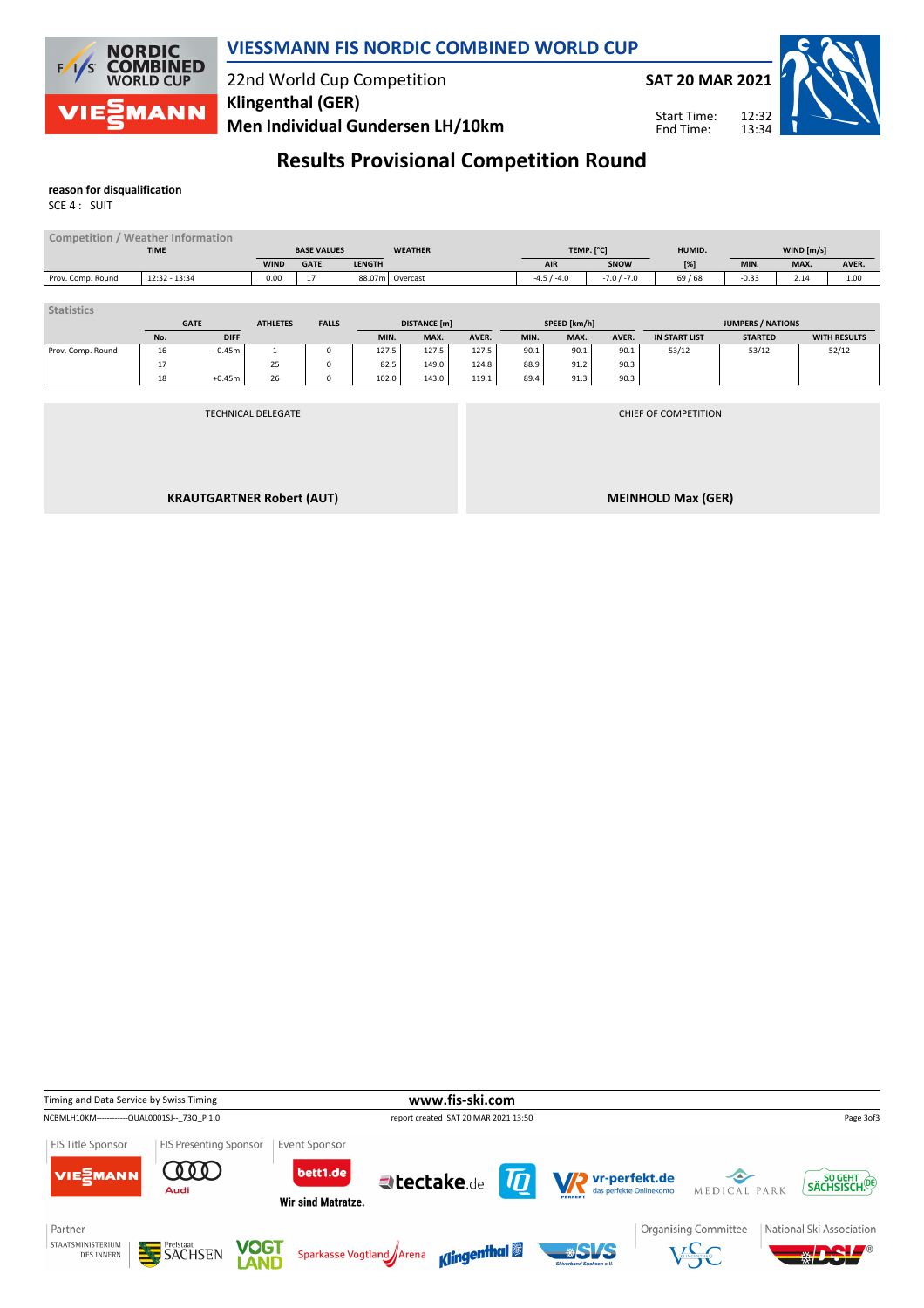# VIESSMANN FIS NORDIC COMBINED WORLD CUP

22nd World Cup Competition
**Klingenthal (GER)**
**Men Individual Gundersen LH/10km**

**SAT 20 MAR 2021**

Start Time: 12:32
End Time: 13:34

## Results Provisional Competition Round

**reason for disqualification**

SCE 4 : SUIT

### Competition / Weather Information

| | TIME | BASE VALUES | | | WEATHER | TEMP. [°C] | | HUMID. | WIND [m/s] | | |
|---|---|---|---|---|---|---|---|---|---|---|---|
| | | WIND | GATE | LENGTH | | AIR | SNOW | [%] | MIN. | MAX. | AVER. |
| Prov. Comp. Round | 12:32 - 13:34 | 0.00 | 17 | 88.07m | Overcast | -4.5 / -4.0 | -7.0 / -7.0 | 69 / 68 | -0.33 | 2.14 | 1.00 |

### Statistics

| | GATE | | ATHLETES | FALLS | DISTANCE [m] | | | SPEED [km/h] | | | JUMPERS / NATIONS | | |
|---|---|---|---|---|---|---|---|---|---|---|---|---|---|
| | No. | DIFF | | | MIN. | MAX. | AVER. | MIN. | MAX. | AVER. | IN START LIST | STARTED | WITH RESULTS |
| Prov. Comp. Round | 16 | -0.45m | 1 | 0 | 127.5 | 127.5 | 127.5 | 90.1 | 90.1 | 90.1 | 53/12 | 53/12 | 52/12 |
| | 17 | | 25 | 0 | 82.5 | 149.0 | 124.8 | 88.9 | 91.2 | 90.3 | | | |
| | 18 | +0.45m | 26 | 0 | 102.0 | 143.0 | 119.1 | 89.4 | 91.3 | 90.3 | | | |

| TECHNICAL DELEGATE | CHIEF OF COMPETITION |
|---|---|
| **KRAUTGARTNER Robert (AUT)** | **MEINHOLD Max (GER)** |

Timing and Data Service by Swiss Timing

www.fis-ski.com

NCBMLH10KM------------QUAL0001SJ--_73Q_P 1.0

report created SAT 20 MAR 2021 13:50